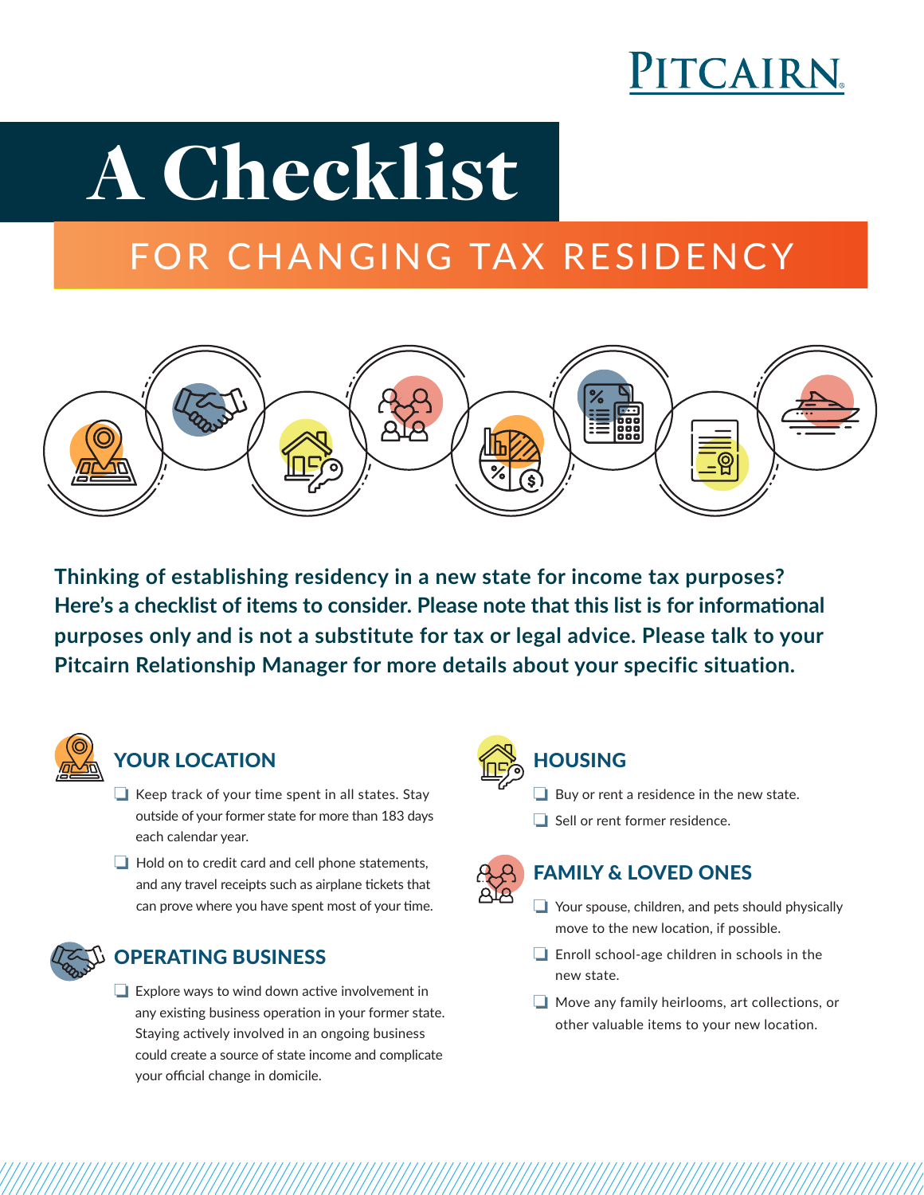PITCAIRN

# A Checklist

## FOR CHANGING TAX RESIDENCY

**Thinking of establishing residency in a new state for income tax purposes? Here's a checklist of items to consider. Please note that this list is for informational purposes only and is not a substitute for tax or legal advice. Please talk to your Pitcairn Relationship Manager for more details about your specific situation.**

### YOUR LOCATION

- ❑ Keep track of your time spent in all states. Stay outside of your former state for more than 183 days each calendar year.
- ❑ Hold on to credit card and cell phone statements, and any travel receipts such as airplane tickets that can prove where you have spent most of your time.

### OPERATING BUSINESS

- ❑ Explore ways to wind down active involvement in any existing business operation in your former state. Staying actively involved in an ongoing business could create a source of state income and complicate your official change in domicile.

### HOUSING

- ❑ Buy or rent a residence in the new state.
- ❑ Sell or rent former residence.

### FAMILY & LOVED ONES

- ❑ Your spouse, children, and pets should physically move to the new location, if possible.
- ❑ Enroll school-age children in schools in the new state.
- ❑ Move any family heirlooms, art collections, or other valuable items to your new location.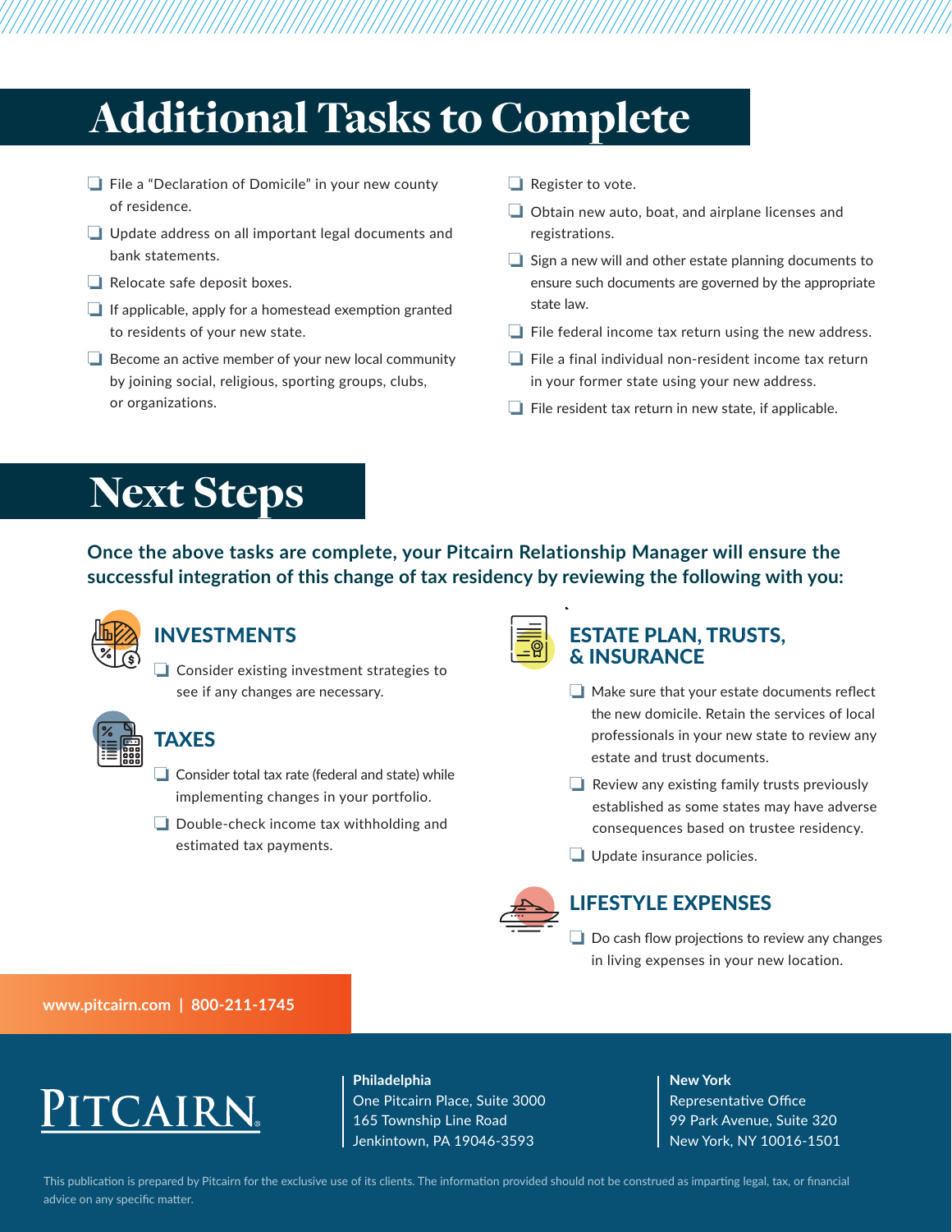# Additional Tasks to Complete

- ❑ File a "Declaration of Domicile" in your new county of residence.
- ❑ Update address on all important legal documents and bank statements.
- ❑ Relocate safe deposit boxes.
- ❑ If applicable, apply for a homestead exemption granted to residents of your new state.
- ❑ Become an active member of your new local community by joining social, religious, sporting groups, clubs, or organizations.
- ❑ Register to vote.
- ❑ Obtain new auto, boat, and airplane licenses and registrations.
- ❑ Sign a new will and other estate planning documents to ensure such documents are governed by the appropriate state law.
- ❑ File federal income tax return using the new address.
- ❑ File a final individual non-resident income tax return in your former state using your new address.
- ❑ File resident tax return in new state, if applicable.

# Next Steps

**Once the above tasks are complete, your Pitcairn Relationship Manager will ensure the successful integration of this change of tax residency by reviewing the following with you:**

## INVESTMENTS

- ❑ Consider existing investment strategies to see if any changes are necessary.

## TAXES

- ❑ Consider total tax rate (federal and state) while implementing changes in your portfolio.
- ❑ Double-check income tax withholding and estimated tax payments.

## ESTATE PLAN, TRUSTS, & INSURANCE

- ❑ Make sure that your estate documents reflect the new domicile. Retain the services of local professionals in your new state to review any estate and trust documents.
- ❑ Review any existing family trusts previously established as some states may have adverse consequences based on trustee residency.
- ❑ Update insurance policies.

## LIFESTYLE EXPENSES

- ❑ Do cash flow projections to review any changes in living expenses in your new location.

www.pitcairn.com | 800-211-1745

PITCAIRN

**Philadelphia**
One Pitcairn Place, Suite 3000
165 Township Line Road
Jenkintown, PA 19046-3593

**New York**
Representative Office
99 Park Avenue, Suite 320
New York, NY 10016-1501

This publication is prepared by Pitcairn for the exclusive use of its clients. The information provided should not be construed as imparting legal, tax, or financial advice on any specific matter.